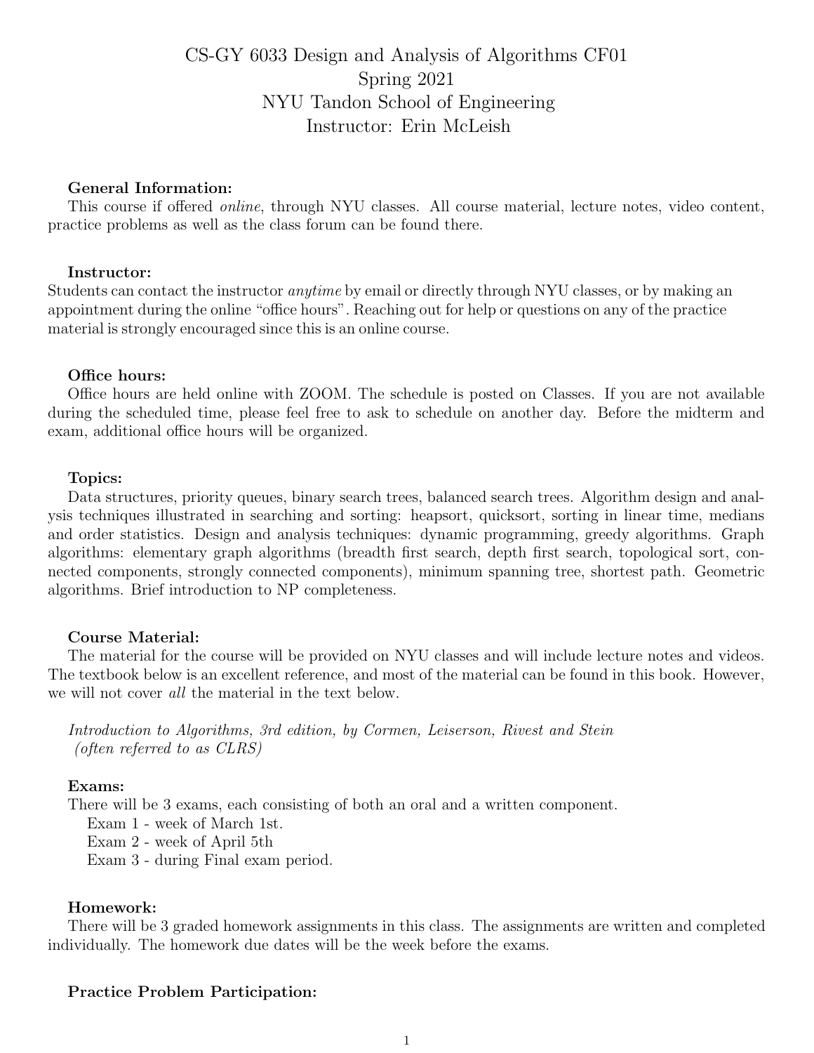# CS-GY 6033 Design and Analysis of Algorithms CF01
# Spring 2021
# NYU Tandon School of Engineering
# Instructor: Erin McLeish

**General Information:**

This course if offered *online*, through NYU classes. All course material, lecture notes, video content, practice problems as well as the class forum can be found there.

**Instructor:**

Students can contact the instructor *anytime* by email or directly through NYU classes, or by making an appointment during the online "office hours". Reaching out for help or questions on any of the practice material is strongly encouraged since this is an online course.

**Office hours:**

Office hours are held online with ZOOM. The schedule is posted on Classes. If you are not available during the scheduled time, please feel free to ask to schedule on another day. Before the midterm and exam, additional office hours will be organized.

**Topics:**

Data structures, priority queues, binary search trees, balanced search trees. Algorithm design and analysis techniques illustrated in searching and sorting: heapsort, quicksort, sorting in linear time, medians and order statistics. Design and analysis techniques: dynamic programming, greedy algorithms. Graph algorithms: elementary graph algorithms (breadth first search, depth first search, topological sort, connected components, strongly connected components), minimum spanning tree, shortest path. Geometric algorithms. Brief introduction to NP completeness.

**Course Material:**

The material for the course will be provided on NYU classes and will include lecture notes and videos. The textbook below is an excellent reference, and most of the material can be found in this book. However, we will not cover *all* the material in the text below.

*Introduction to Algorithms, 3rd edition, by Cormen, Leiserson, Rivest and Stein (often referred to as CLRS)*

**Exams:**

There will be 3 exams, each consisting of both an oral and a written component.

- Exam 1 - week of March 1st.
- Exam 2 - week of April 5th
- Exam 3 - during Final exam period.

**Homework:**

There will be 3 graded homework assignments in this class. The assignments are written and completed individually. The homework due dates will be the week before the exams.

**Practice Problem Participation:**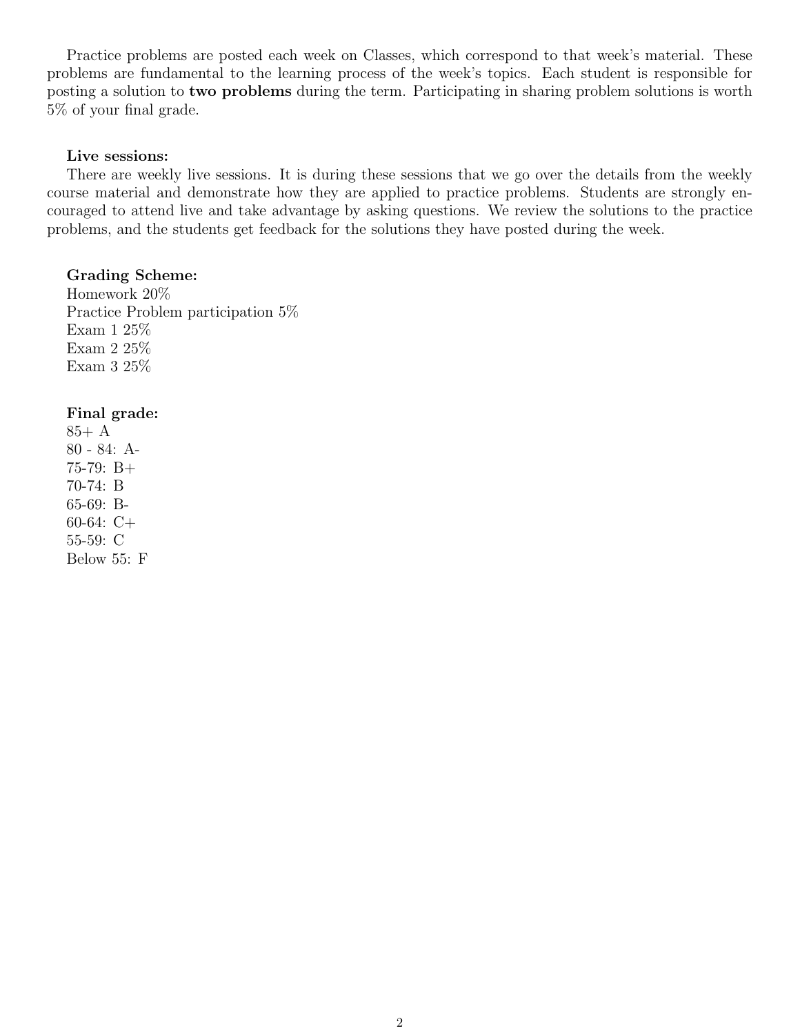Practice problems are posted each week on Classes, which correspond to that week's material. These problems are fundamental to the learning process of the week's topics. Each student is responsible for posting a solution to **two problems** during the term. Participating in sharing problem solutions is worth 5% of your final grade.

**Live sessions:**

There are weekly live sessions. It is during these sessions that we go over the details from the weekly course material and demonstrate how they are applied to practice problems. Students are strongly encouraged to attend live and take advantage by asking questions. We review the solutions to the practice problems, and the students get feedback for the solutions they have posted during the week.

**Grading Scheme:**

Homework 20%
Practice Problem participation 5%
Exam 1 25%
Exam 2 25%
Exam 3 25%

**Final grade:**

85+ A
80 - 84: A-
75-79: B+
70-74: B
65-69: B-
60-64: C+
55-59: C
Below 55: F